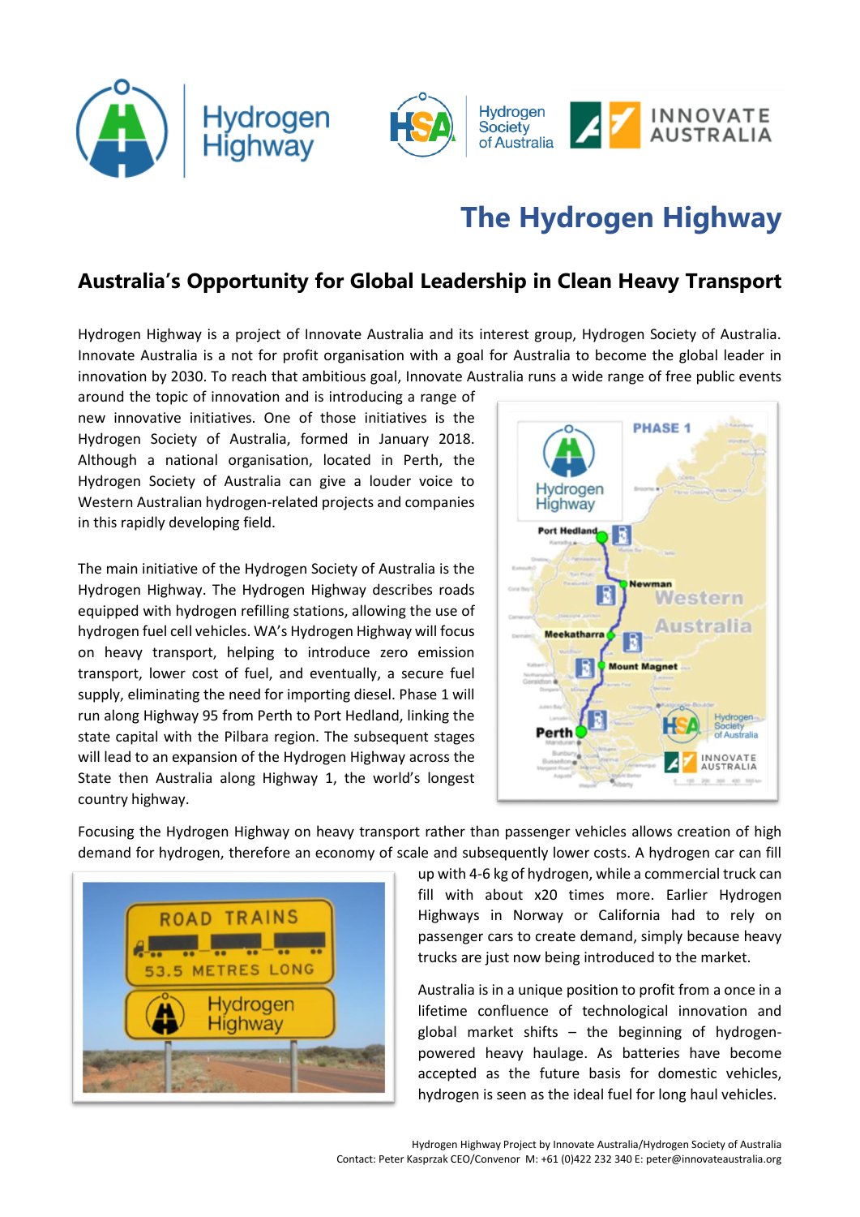# The Hydrogen Highway

## Australia's Opportunity for Global Leadership in Clean Heavy Transport

Hydrogen Highway is a project of Innovate Australia and its interest group, Hydrogen Society of Australia. Innovate Australia is a not for profit organisation with a goal for Australia to become the global leader in innovation by 2030. To reach that ambitious goal, Innovate Australia runs a wide range of free public events around the topic of innovation and is introducing a range of new innovative initiatives. One of those initiatives is the Hydrogen Society of Australia, formed in January 2018. Although a national organisation, located in Perth, the Hydrogen Society of Australia can give a louder voice to Western Australian hydrogen-related projects and companies in this rapidly developing field.

The main initiative of the Hydrogen Society of Australia is the Hydrogen Highway. The Hydrogen Highway describes roads equipped with hydrogen refilling stations, allowing the use of hydrogen fuel cell vehicles. WA's Hydrogen Highway will focus on heavy transport, helping to introduce zero emission transport, lower cost of fuel, and eventually, a secure fuel supply, eliminating the need for importing diesel. Phase 1 will run along Highway 95 from Perth to Port Hedland, linking the state capital with the Pilbara region. The subsequent stages will lead to an expansion of the Hydrogen Highway across the State then Australia along Highway 1, the world's longest country highway.

Focusing the Hydrogen Highway on heavy transport rather than passenger vehicles allows creation of high demand for hydrogen, therefore an economy of scale and subsequently lower costs. A hydrogen car can fill up with 4-6 kg of hydrogen, while a commercial truck can fill with about x20 times more. Earlier Hydrogen Highways in Norway or California had to rely on passenger cars to create demand, simply because heavy trucks are just now being introduced to the market.

Australia is in a unique position to profit from a once in a lifetime confluence of technological innovation and global market shifts – the beginning of hydrogen-powered heavy haulage. As batteries have become accepted as the future basis for domestic vehicles, hydrogen is seen as the ideal fuel for long haul vehicles.

Hydrogen Highway Project by Innovate Australia/Hydrogen Society of Australia
Contact: Peter Kasprzak CEO/Convenor M: +61 (0)422 232 340 E: peter@innovateaustralia.org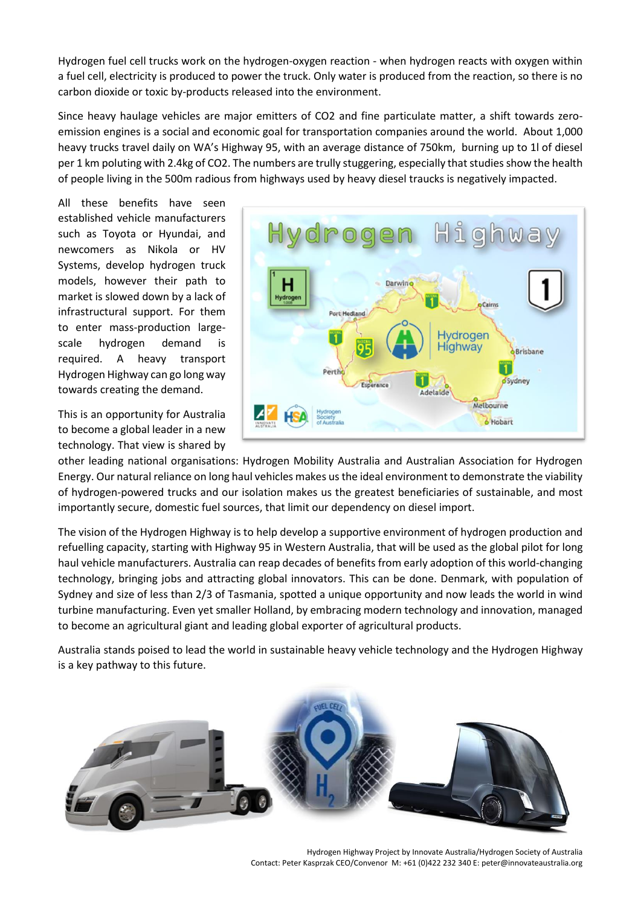Hydrogen fuel cell trucks work on the hydrogen-oxygen reaction - when hydrogen reacts with oxygen within a fuel cell, electricity is produced to power the truck. Only water is produced from the reaction, so there is no carbon dioxide or toxic by-products released into the environment.

Since heavy haulage vehicles are major emitters of CO2 and fine particulate matter, a shift towards zero-emission engines is a social and economic goal for transportation companies around the world. About 1,000 heavy trucks travel daily on WA's Highway 95, with an average distance of 750km, burning up to 1l of diesel per 1 km poluting with 2.4kg of CO2. The numbers are trully stuggering, especially that studies show the health of people living in the 500m radious from highways used by heavy diesel traucks is negatively impacted.

All these benefits have seen established vehicle manufacturers such as Toyota or Hyundai, and newcomers as Nikola or HV Systems, develop hydrogen truck models, however their path to market is slowed down by a lack of infrastructural support. For them to enter mass-production large-scale hydrogen demand is required. A heavy transport Hydrogen Highway can go long way towards creating the demand.

This is an opportunity for Australia to become a global leader in a new technology. That view is shared by other leading national organisations: Hydrogen Mobility Australia and Australian Association for Hydrogen Energy. Our natural reliance on long haul vehicles makes us the ideal environment to demonstrate the viability of hydrogen-powered trucks and our isolation makes us the greatest beneficiaries of sustainable, and most importantly secure, domestic fuel sources, that limit our dependency on diesel import.

The vision of the Hydrogen Highway is to help develop a supportive environment of hydrogen production and refuelling capacity, starting with Highway 95 in Western Australia, that will be used as the global pilot for long haul vehicle manufacturers. Australia can reap decades of benefits from early adoption of this world-changing technology, bringing jobs and attracting global innovators. This can be done. Denmark, with population of Sydney and size of less than 2/3 of Tasmania, spotted a unique opportunity and now leads the world in wind turbine manufacturing. Even yet smaller Holland, by embracing modern technology and innovation, managed to become an agricultural giant and leading global exporter of agricultural products.

Australia stands poised to lead the world in sustainable heavy vehicle technology and the Hydrogen Highway is a key pathway to this future.

Hydrogen Highway Project by Innovate Australia/Hydrogen Society of Australia
Contact: Peter Kasprzak CEO/Convenor M: +61 (0)422 232 340 E: peter@innovateaustralia.org